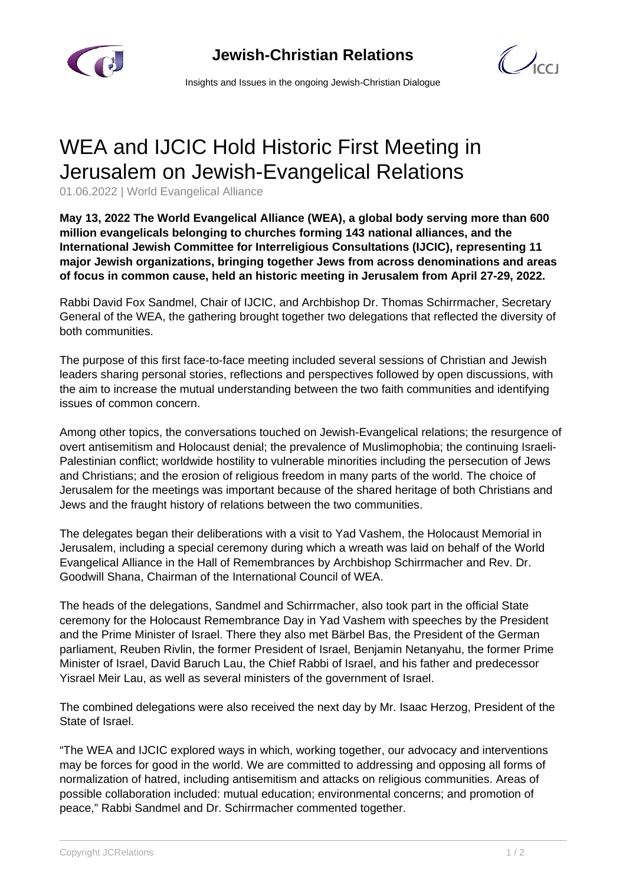# WEA and IJCIC Hold Historic First Meeting in Jerusalem on Jewish-Evangelical Relations

01.06.2022 | World Evangelical Alliance

**May 13, 2022 The World Evangelical Alliance (WEA), a global body serving more than 600 million evangelicals belonging to churches forming 143 national alliances, and the International Jewish Committee for Interreligious Consultations (IJCIC), representing 11 major Jewish organizations, bringing together Jews from across denominations and areas of focus in common cause, held an historic meeting in Jerusalem from April 27-29, 2022.**

Rabbi David Fox Sandmel, Chair of IJCIC, and Archbishop Dr. Thomas Schirrmacher, Secretary General of the WEA, the gathering brought together two delegations that reflected the diversity of both communities.

The purpose of this first face-to-face meeting included several sessions of Christian and Jewish leaders sharing personal stories, reflections and perspectives followed by open discussions, with the aim to increase the mutual understanding between the two faith communities and identifying issues of common concern.

Among other topics, the conversations touched on Jewish-Evangelical relations; the resurgence of overt antisemitism and Holocaust denial; the prevalence of Muslimophobia; the continuing Israeli-Palestinian conflict; worldwide hostility to vulnerable minorities including the persecution of Jews and Christians; and the erosion of religious freedom in many parts of the world. The choice of Jerusalem for the meetings was important because of the shared heritage of both Christians and Jews and the fraught history of relations between the two communities.

The delegates began their deliberations with a visit to Yad Vashem, the Holocaust Memorial in Jerusalem, including a special ceremony during which a wreath was laid on behalf of the World Evangelical Alliance in the Hall of Remembrances by Archbishop Schirrmacher and Rev. Dr. Goodwill Shana, Chairman of the International Council of WEA.

The heads of the delegations, Sandmel and Schirrmacher, also took part in the official State ceremony for the Holocaust Remembrance Day in Yad Vashem with speeches by the President and the Prime Minister of Israel. There they also met Bärbel Bas, the President of the German parliament, Reuben Rivlin, the former President of Israel, Benjamin Netanyahu, the former Prime Minister of Israel, David Baruch Lau, the Chief Rabbi of Israel, and his father and predecessor Yisrael Meir Lau, as well as several ministers of the government of Israel.

The combined delegations were also received the next day by Mr. Isaac Herzog, President of the State of Israel.

“The WEA and IJCIC explored ways in which, working together, our advocacy and interventions may be forces for good in the world. We are committed to addressing and opposing all forms of normalization of hatred, including antisemitism and attacks on religious communities. Areas of possible collaboration included: mutual education; environmental concerns; and promotion of peace,” Rabbi Sandmel and Dr. Schirrmacher commented together.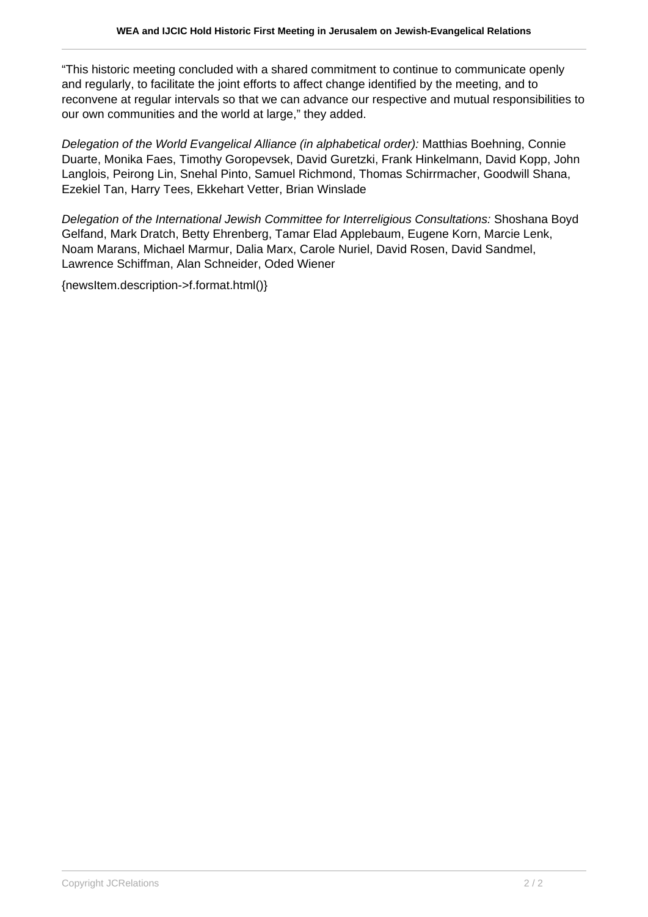“This historic meeting concluded with a shared commitment to continue to communicate openly and regularly, to facilitate the joint efforts to affect change identified by the meeting, and to reconvene at regular intervals so that we can advance our respective and mutual responsibilities to our own communities and the world at large,” they added.

*Delegation of the World Evangelical Alliance (in alphabetical order):* Matthias Boehning, Connie Duarte, Monika Faes, Timothy Goropevsek, David Guretzki, Frank Hinkelmann, David Kopp, John Langlois, Peirong Lin, Snehal Pinto, Samuel Richmond, Thomas Schirrmacher, Goodwill Shana, Ezekiel Tan, Harry Tees, Ekkehart Vetter, Brian Winslade

*Delegation of the International Jewish Committee for Interreligious Consultations:* Shoshana Boyd Gelfand, Mark Dratch, Betty Ehrenberg, Tamar Elad Applebaum, Eugene Korn, Marcie Lenk, Noam Marans, Michael Marmur, Dalia Marx, Carole Nuriel, David Rosen, David Sandmel, Lawrence Schiffman, Alan Schneider, Oded Wiener

{newsItem.description->f.format.html()}